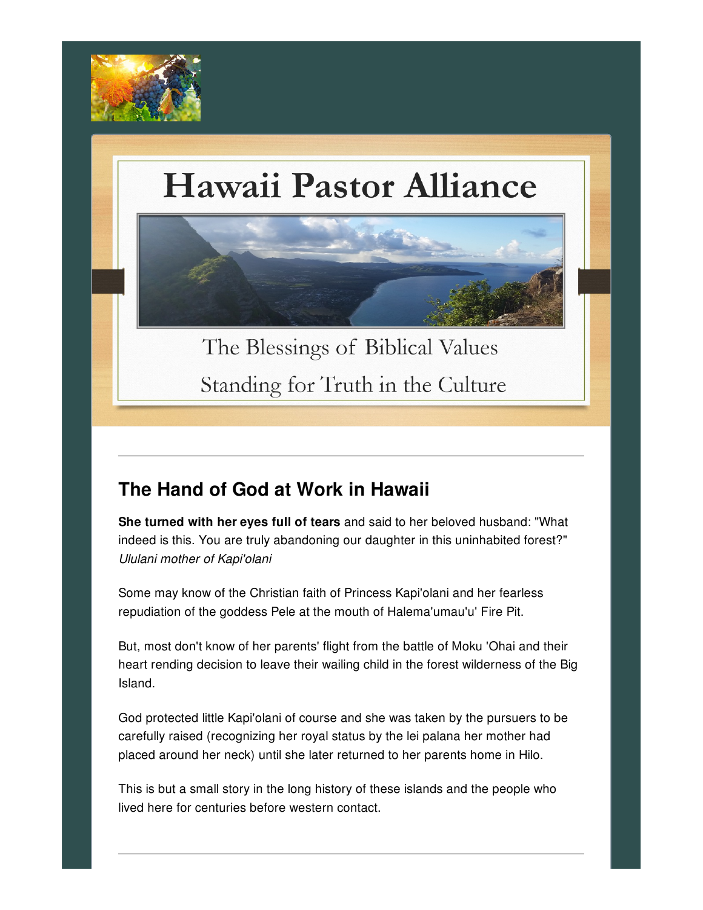# Hawaii Pastor Alliance

The Blessings of Biblical Values

Standing for Truth in the Culture

---

## The Hand of God at Work in Hawaii

**She turned with her eyes full of tears** and said to her beloved husband: "What indeed is this. You are truly abandoning our daughter in this uninhabited forest?" *Ululani mother of Kapi'olani*

Some may know of the Christian faith of Princess Kapi'olani and her fearless repudiation of the goddess Pele at the mouth of Halema'umau'u' Fire Pit.

But, most don't know of her parents' flight from the battle of Moku 'Ohai and their heart rending decision to leave their wailing child in the forest wilderness of the Big Island.

God protected little Kapi'olani of course and she was taken by the pursuers to be carefully raised (recognizing her royal status by the lei palana her mother had placed around her neck) until she later returned to her parents home in Hilo.

This is but a small story in the long history of these islands and the people who lived here for centuries before western contact.

---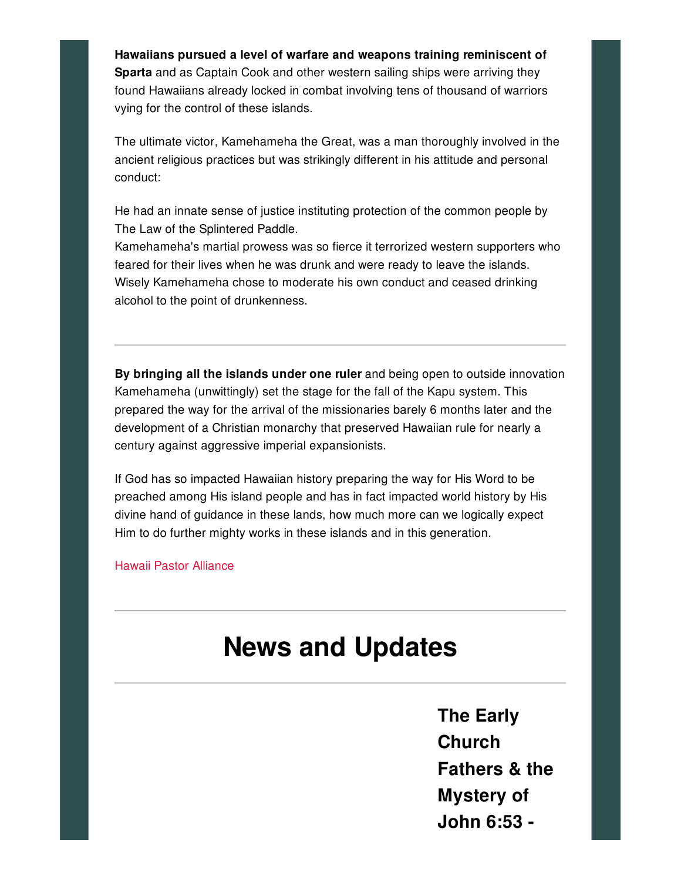**Hawaiians pursued a level of warfare and weapons training reminiscent of Sparta** and as Captain Cook and other western sailing ships were arriving they found Hawaiians already locked in combat involving tens of thousand of warriors vying for the control of these islands.

The ultimate victor, Kamehameha the Great, was a man thoroughly involved in the ancient religious practices but was strikingly different in his attitude and personal conduct:

He had an innate sense of justice instituting protection of the common people by The Law of the Splintered Paddle.
Kamehameha's martial prowess was so fierce it terrorized western supporters who feared for their lives when he was drunk and were ready to leave the islands. Wisely Kamehameha chose to moderate his own conduct and ceased drinking alcohol to the point of drunkenness.

---

**By bringing all the islands under one ruler** and being open to outside innovation Kamehameha (unwittingly) set the stage for the fall of the Kapu system. This prepared the way for the arrival of the missionaries barely 6 months later and the development of a Christian monarchy that preserved Hawaiian rule for nearly a century against aggressive imperial expansionists.

If God has so impacted Hawaiian history preparing the way for His Word to be preached among His island people and has in fact impacted world history by His divine hand of guidance in these lands, how much more can we logically expect Him to do further mighty works in these islands and in this generation.

Hawaii Pastor Alliance

---

# News and Updates

---

## The Early Church Fathers & the Mystery of John 6:53 -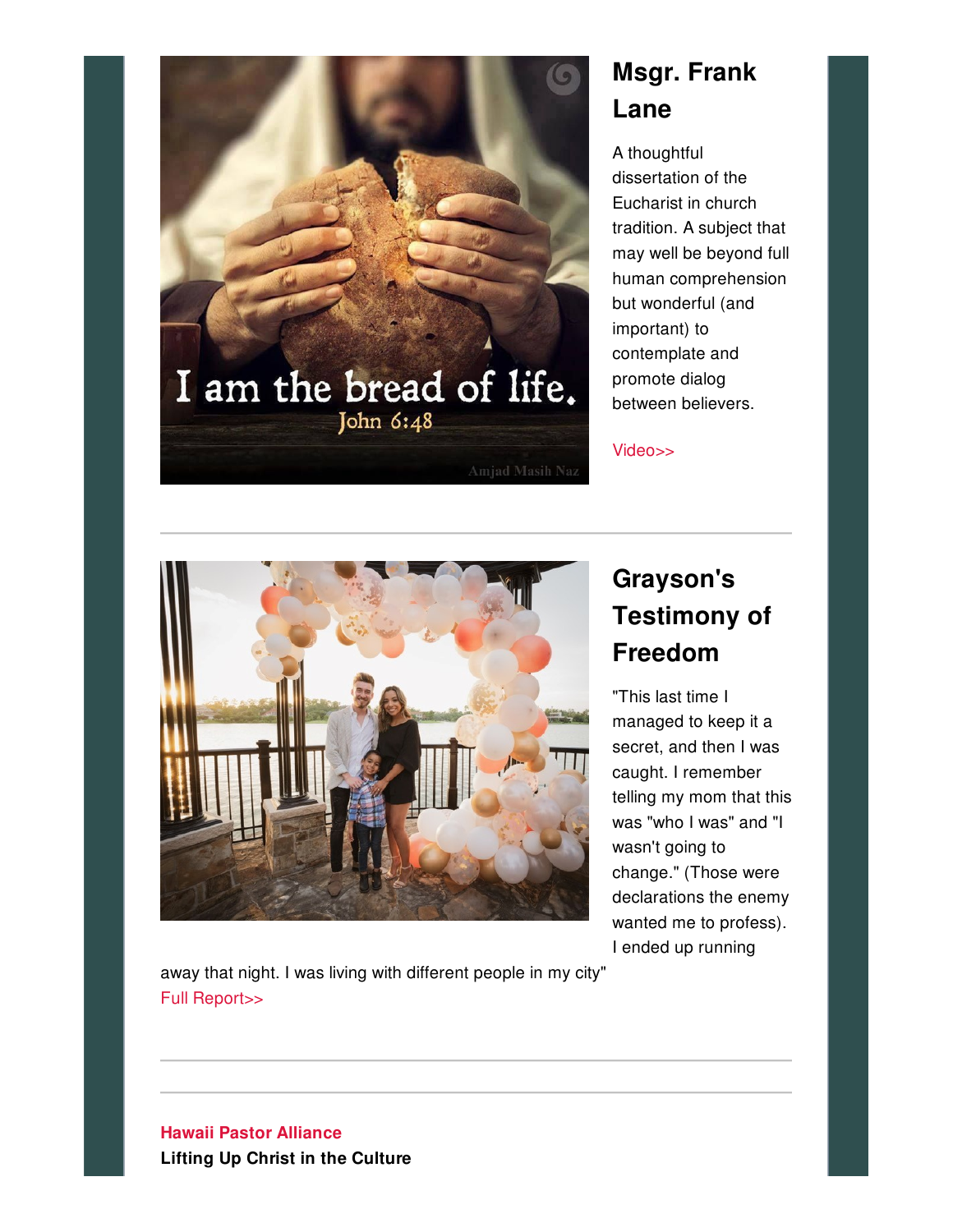## Msgr. Frank Lane

A thoughtful dissertation of the Eucharist in church tradition. A subject that may well be beyond full human comprehension but wonderful (and important) to contemplate and promote dialog between believers.

Video>>

---

## Grayson's Testimony of Freedom

"This last time I managed to keep it a secret, and then I was caught. I remember telling my mom that this was "who I was" and "I wasn't going to change." (Those were declarations the enemy wanted me to profess). I ended up running away that night. I was living with different people in my city"

Full Report>>

---

---

**Hawaii Pastor Alliance**

**Lifting Up Christ in the Culture**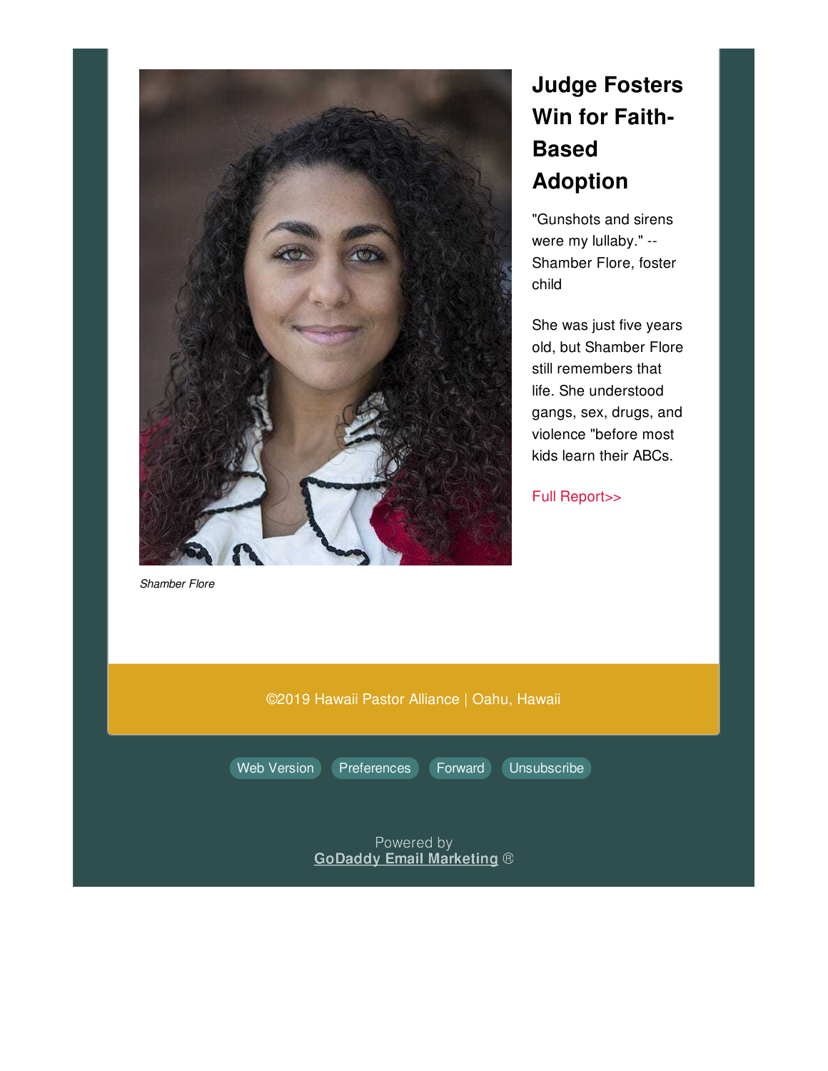## Judge Fosters Win for Faith-Based Adoption

"Gunshots and sirens were my lullaby." -- Shamber Flore, foster child

She was just five years old, but Shamber Flore still remembers that life. She understood gangs, sex, drugs, and violence "before most kids learn their ABCs.

Full Report>>

*Shamber Flore*

©2019 Hawaii Pastor Alliance | Oahu, Hawaii

Web Version Preferences Forward Unsubscribe

Powered by
GoDaddy Email Marketing ®